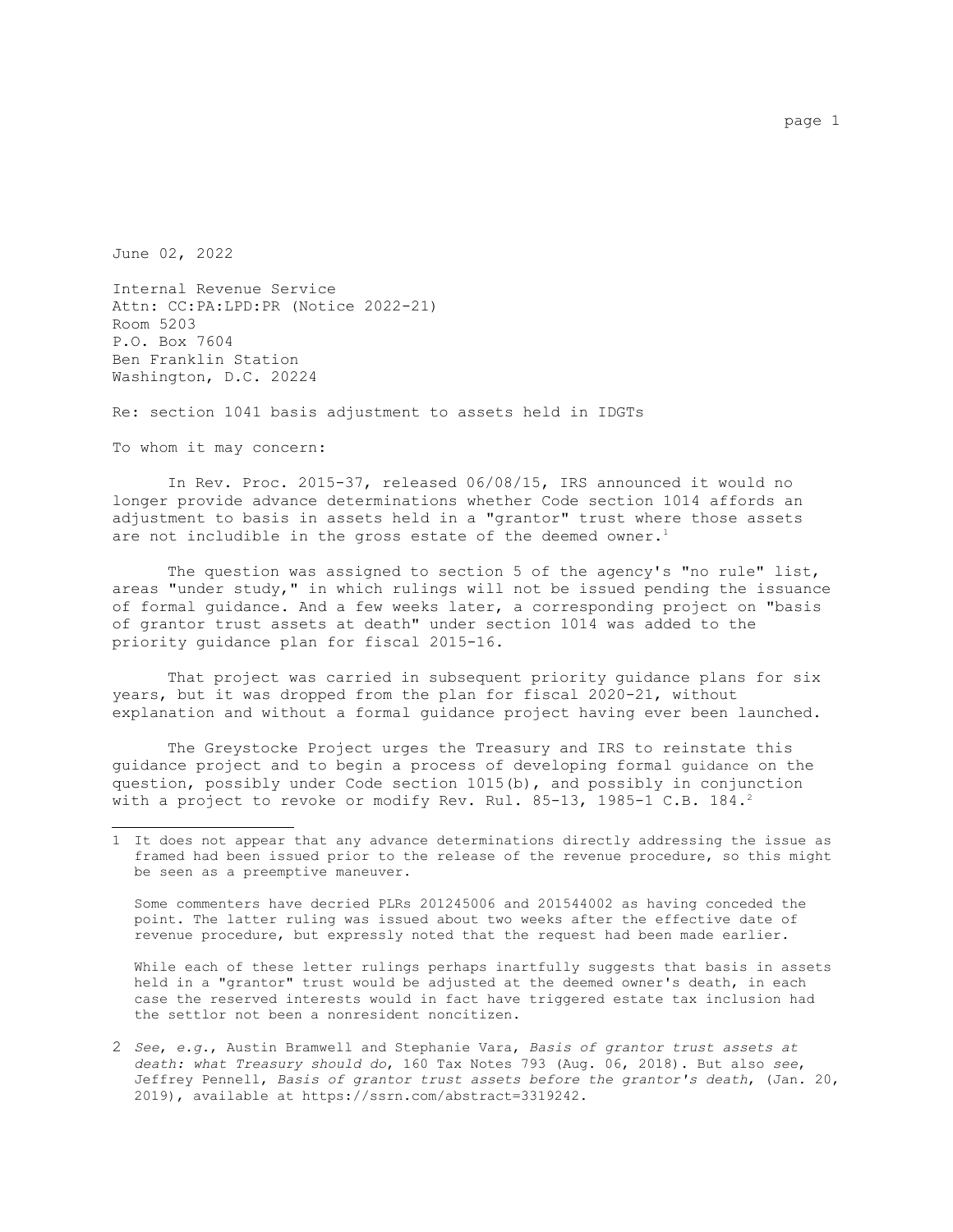June 02, 2022

Internal Revenue Service
Attn: CC:PA:LPD:PR (Notice 2022-21)
Room 5203
P.O. Box 7604
Ben Franklin Station
Washington, D.C. 20224

Re: section 1041 basis adjustment to assets held in IDGTs

To whom it may concern:

In Rev. Proc. 2015-37, released 06/08/15, IRS announced it would no longer provide advance determinations whether Code section 1014 affords an adjustment to basis in assets held in a "grantor" trust where those assets are not includible in the gross estate of the deemed owner.[1]

The question was assigned to section 5 of the agency's "no rule" list, areas "under study," in which rulings will not be issued pending the issuance of formal guidance. And a few weeks later, a corresponding project on "basis of grantor trust assets at death" under section 1014 was added to the priority guidance plan for fiscal 2015-16.

That project was carried in subsequent priority guidance plans for six years, but it was dropped from the plan for fiscal 2020-21, without explanation and without a formal guidance project having ever been launched.

The Greystocke Project urges the Treasury and IRS to reinstate this guidance project and to begin a process of developing formal guidance on the question, possibly under Code section 1015(b), and possibly in conjunction with a project to revoke or modify Rev. Rul. 85-13, 1985-1 C.B. 184.[2]

---

[1] It does not appear that any advance determinations directly addressing the issue as framed had been issued prior to the release of the revenue procedure, so this might be seen as a preemptive maneuver.

Some commenters have decried PLRs 201245006 and 201544002 as having conceded the point. The latter ruling was issued about two weeks after the effective date of revenue procedure, but expressly noted that the request had been made earlier.

While each of these letter rulings perhaps inartfully suggests that basis in assets held in a "grantor" trust would be adjusted at the deemed owner's death, in each case the reserved interests would in fact have triggered estate tax inclusion had the settlor not been a nonresident noncitizen.

[2] *See*, *e.g.*, Austin Bramwell and Stephanie Vara, *Basis of grantor trust assets at death: what Treasury should do*, 160 Tax Notes 793 (Aug. 06, 2018). But also *see*, Jeffrey Pennell, *Basis of grantor trust assets before the grantor's death*, (Jan. 20, 2019), available at https://ssrn.com/abstract=3319242.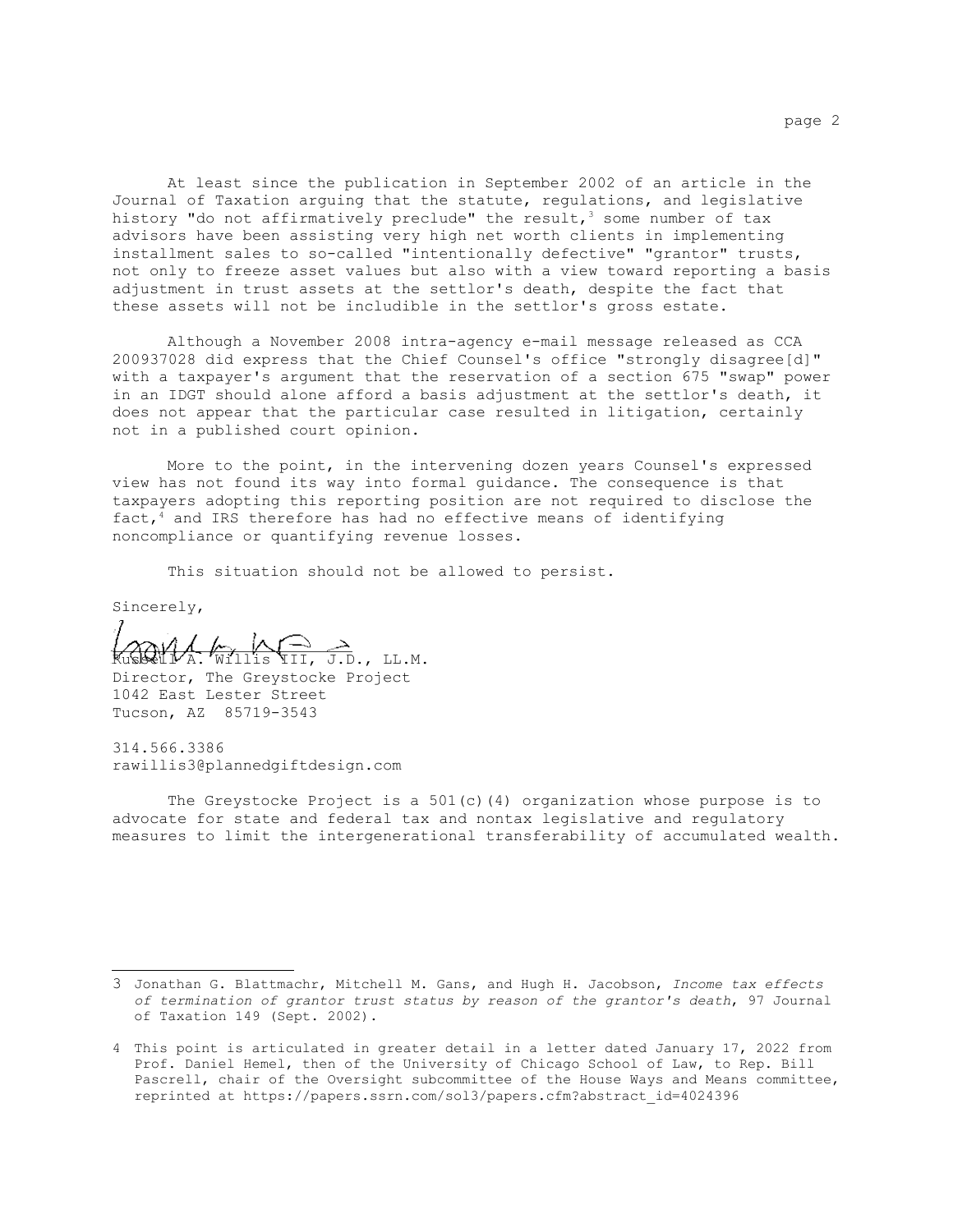At least since the publication in September 2002 of an article in the Journal of Taxation arguing that the statute, regulations, and legislative history "do not affirmatively preclude" the result,[3] some number of tax advisors have been assisting very high net worth clients in implementing installment sales to so-called "intentionally defective" "grantor" trusts, not only to freeze asset values but also with a view toward reporting a basis adjustment in trust assets at the settlor's death, despite the fact that these assets will not be includible in the settlor's gross estate.

Although a November 2008 intra-agency e-mail message released as CCA 200937028 did express that the Chief Counsel's office "strongly disagree[d]" with a taxpayer's argument that the reservation of a section 675 "swap" power in an IDGT should alone afford a basis adjustment at the settlor's death, it does not appear that the particular case resulted in litigation, certainly not in a published court opinion.

More to the point, in the intervening dozen years Counsel's expressed view has not found its way into formal guidance. The consequence is that taxpayers adopting this reporting position are not required to disclose the fact,[4] and IRS therefore has had no effective means of identifying noncompliance or quantifying revenue losses.

This situation should not be allowed to persist.

Sincerely,

Russell A. Willis III, J.D., LL.M.
Director, The Greystocke Project
1042 East Lester Street
Tucson, AZ 85719-3543

314.566.3386
rawillis3@plannedgiftdesign.com

The Greystocke Project is a 501(c)(4) organization whose purpose is to advocate for state and federal tax and nontax legislative and regulatory measures to limit the intergenerational transferability of accumulated wealth.

---

3 Jonathan G. Blattmachr, Mitchell M. Gans, and Hugh H. Jacobson, *Income tax effects of termination of grantor trust status by reason of the grantor's death*, 97 Journal of Taxation 149 (Sept. 2002).

4 This point is articulated in greater detail in a letter dated January 17, 2022 from Prof. Daniel Hemel, then of the University of Chicago School of Law, to Rep. Bill Pascrell, chair of the Oversight subcommittee of the House Ways and Means committee, reprinted at https://papers.ssrn.com/sol3/papers.cfm?abstract_id=4024396